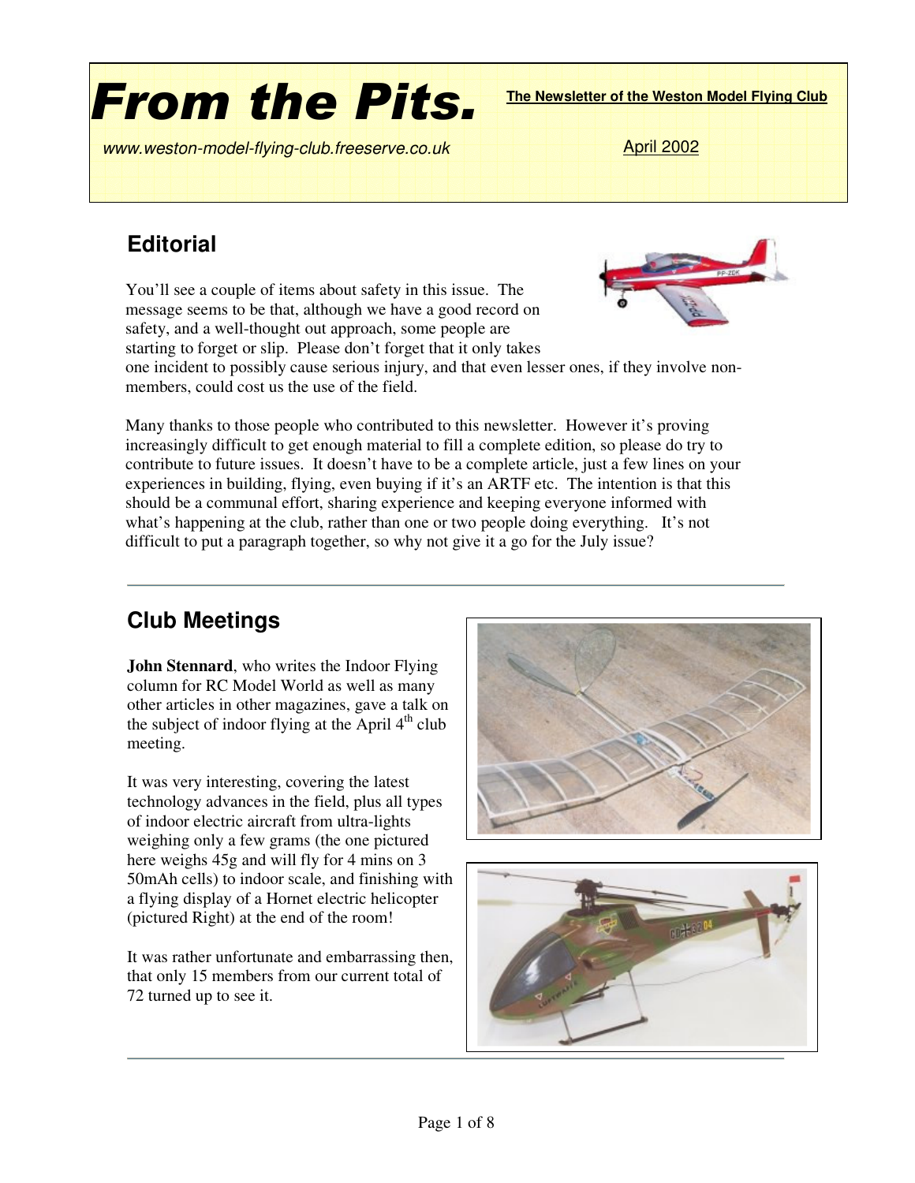# From the Pits.

**The Newsletter of the Weston Model Flying Club**

*www.weston-model-flying-club.freeserve.co.uk*

April 2002

## Editorial

You'll see a couple of items about safety in this issue. The message seems to be that, although we have a good record on safety, and a well-thought out approach, some people are starting to forget or slip. Please don't forget that it only takes one incident to possibly cause serious injury, and that even lesser ones, if they involve non-members, could cost us the use of the field.

Many thanks to those people who contributed to this newsletter. However it's proving increasingly difficult to get enough material to fill a complete edition, so please do try to contribute to future issues. It doesn't have to be a complete article, just a few lines on your experiences in building, flying, even buying if it's an ARTF etc. The intention is that this should be a communal effort, sharing experience and keeping everyone informed with what's happening at the club, rather than one or two people doing everything. It's not difficult to put a paragraph together, so why not give it a go for the July issue?

## Club Meetings

**John Stennard**, who writes the Indoor Flying column for RC Model World as well as many other articles in other magazines, gave a talk on the subject of indoor flying at the April 4th club meeting.

It was very interesting, covering the latest technology advances in the field, plus all types of indoor electric aircraft from ultra-lights weighing only a few grams (the one pictured here weighs 45g and will fly for 4 mins on 3 50mAh cells) to indoor scale, and finishing with a flying display of a Hornet electric helicopter (pictured Right) at the end of the room!

It was rather unfortunate and embarrassing then, that only 15 members from our current total of 72 turned up to see it.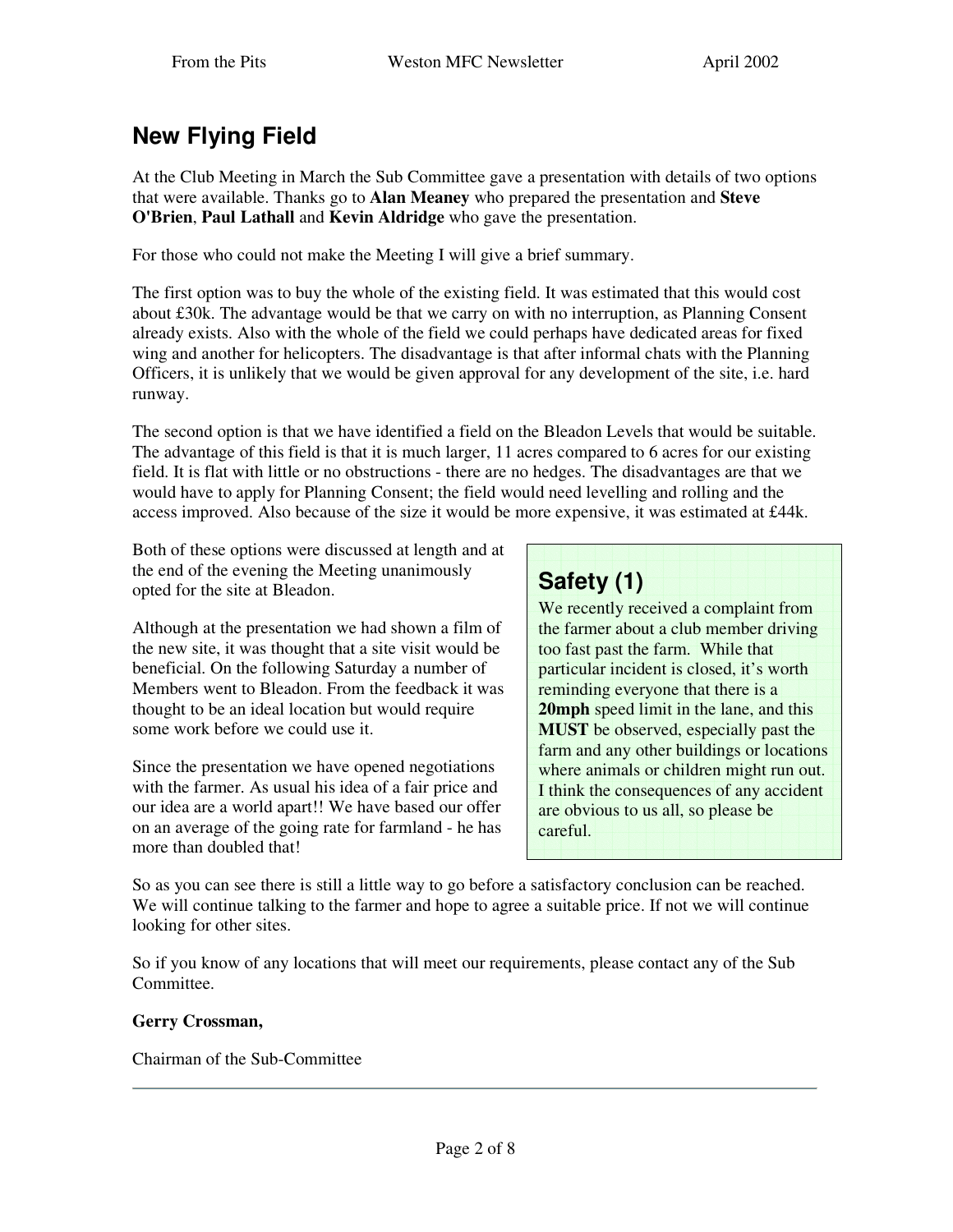## New Flying Field

At the Club Meeting in March the Sub Committee gave a presentation with details of two options that were available. Thanks go to **Alan Meaney** who prepared the presentation and **Steve O'Brien**, **Paul Lathall** and **Kevin Aldridge** who gave the presentation.

For those who could not make the Meeting I will give a brief summary.

The first option was to buy the whole of the existing field. It was estimated that this would cost about £30k. The advantage would be that we carry on with no interruption, as Planning Consent already exists. Also with the whole of the field we could perhaps have dedicated areas for fixed wing and another for helicopters. The disadvantage is that after informal chats with the Planning Officers, it is unlikely that we would be given approval for any development of the site, i.e. hard runway.

The second option is that we have identified a field on the Bleadon Levels that would be suitable. The advantage of this field is that it is much larger, 11 acres compared to 6 acres for our existing field. It is flat with little or no obstructions - there are no hedges. The disadvantages are that we would have to apply for Planning Consent; the field would need levelling and rolling and the access improved. Also because of the size it would be more expensive, it was estimated at £44k.

Both of these options were discussed at length and at the end of the evening the Meeting unanimously opted for the site at Bleadon.

Although at the presentation we had shown a film of the new site, it was thought that a site visit would be beneficial. On the following Saturday a number of Members went to Bleadon. From the feedback it was thought to be an ideal location but would require some work before we could use it.

Since the presentation we have opened negotiations with the farmer. As usual his idea of a fair price and our idea are a world apart!! We have based our offer on an average of the going rate for farmland - he has more than doubled that!

So as you can see there is still a little way to go before a satisfactory conclusion can be reached. We will continue talking to the farmer and hope to agree a suitable price. If not we will continue looking for other sites.

So if you know of any locations that will meet our requirements, please contact any of the Sub Committee.

**Gerry Crossman,**

Chairman of the Sub-Committee

## Safety (1)

We recently received a complaint from the farmer about a club member driving too fast past the farm. While that particular incident is closed, it's worth reminding everyone that there is a **20mph** speed limit in the lane, and this **MUST** be observed, especially past the farm and any other buildings or locations where animals or children might run out. I think the consequences of any accident are obvious to us all, so please be careful.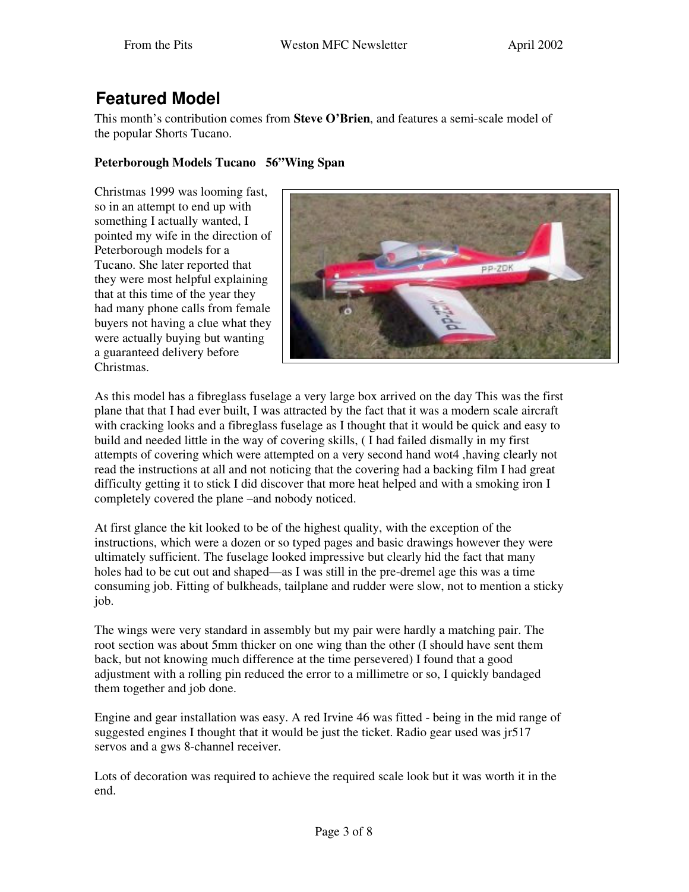## Featured Model

This month's contribution comes from **Steve O'Brien**, and features a semi-scale model of the popular Shorts Tucano.

**Peterborough Models Tucano   56"Wing Span**

Christmas 1999 was looming fast, so in an attempt to end up with something I actually wanted, I pointed my wife in the direction of Peterborough models for a Tucano. She later reported that they were most helpful explaining that at this time of the year they had many phone calls from female buyers not having a clue what they were actually buying but wanting a guaranteed delivery before Christmas.

As this model has a fibreglass fuselage a very large box arrived on the day This was the first plane that that I had ever built, I was attracted by the fact that it was a modern scale aircraft with cracking looks and a fibreglass fuselage as I thought that it would be quick and easy to build and needed little in the way of covering skills, ( I had failed dismally in my first attempts of covering which were attempted on a very second hand wot4 ,having clearly not read the instructions at all and not noticing that the covering had a backing film I had great difficulty getting it to stick I did discover that more heat helped and with a smoking iron I completely covered the plane –and nobody noticed.

At first glance the kit looked to be of the highest quality, with the exception of the instructions, which were a dozen or so typed pages and basic drawings however they were ultimately sufficient. The fuselage looked impressive but clearly hid the fact that many holes had to be cut out and shaped—as I was still in the pre-dremel age this was a time consuming job. Fitting of bulkheads, tailplane and rudder were slow, not to mention a sticky job.

The wings were very standard in assembly but my pair were hardly a matching pair. The root section was about 5mm thicker on one wing than the other (I should have sent them back, but not knowing much difference at the time persevered) I found that a good adjustment with a rolling pin reduced the error to a millimetre or so, I quickly bandaged them together and job done.

Engine and gear installation was easy. A red Irvine 46 was fitted - being in the mid range of suggested engines I thought that it would be just the ticket. Radio gear used was jr517 servos and a gws 8-channel receiver.

Lots of decoration was required to achieve the required scale look but it was worth it in the end.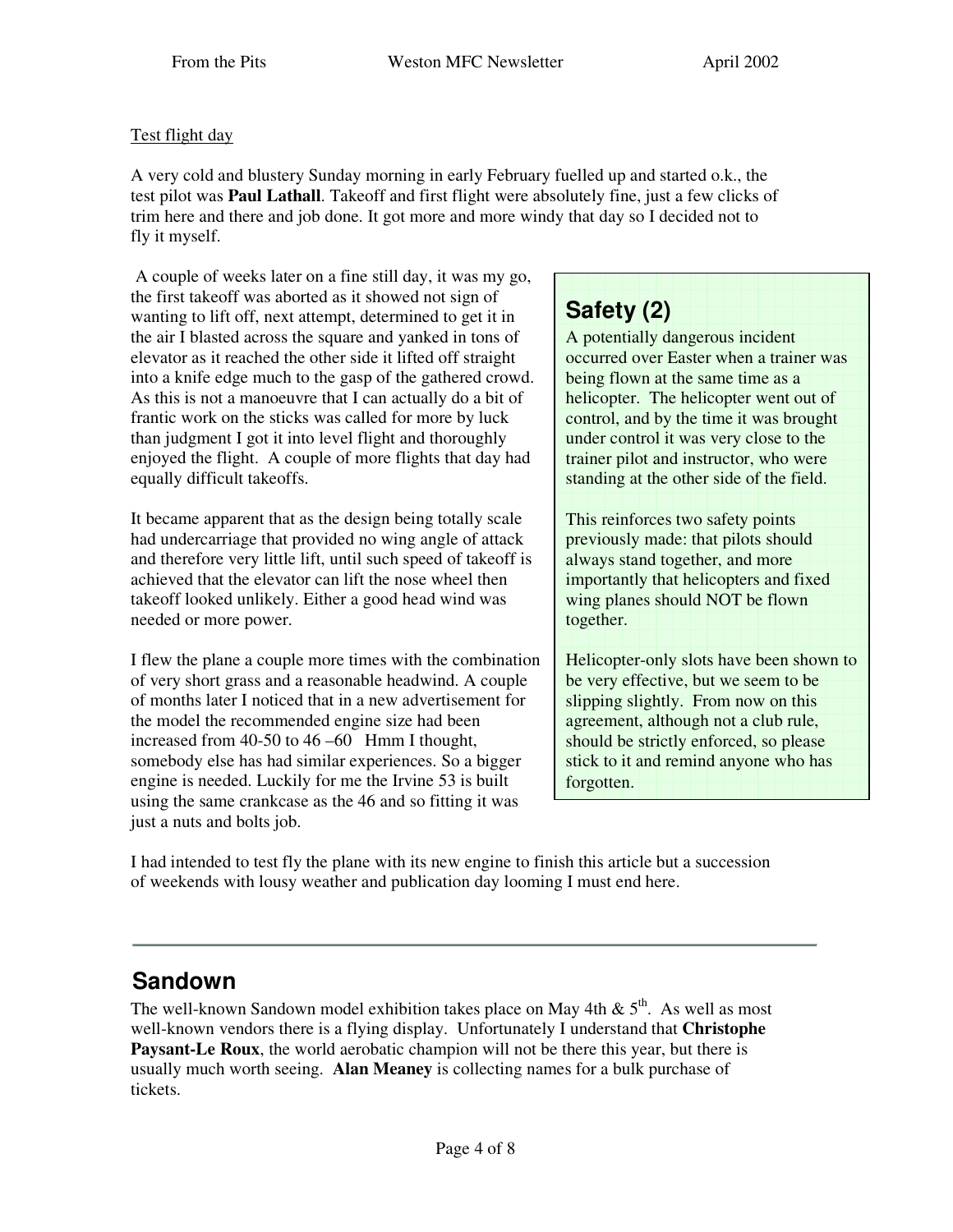Test flight day

A very cold and blustery Sunday morning in early February fuelled up and started o.k., the test pilot was **Paul Lathall**. Takeoff and first flight were absolutely fine, just a few clicks of trim here and there and job done. It got more and more windy that day so I decided not to fly it myself.

A couple of weeks later on a fine still day, it was my go, the first takeoff was aborted as it showed not sign of wanting to lift off, next attempt, determined to get it in the air I blasted across the square and yanked in tons of elevator as it reached the other side it lifted off straight into a knife edge much to the gasp of the gathered crowd. As this is not a manoeuvre that I can actually do a bit of frantic work on the sticks was called for more by luck than judgment I got it into level flight and thoroughly enjoyed the flight. A couple of more flights that day had equally difficult takeoffs.

It became apparent that as the design being totally scale had undercarriage that provided no wing angle of attack and therefore very little lift, until such speed of takeoff is achieved that the elevator can lift the nose wheel then takeoff looked unlikely. Either a good head wind was needed or more power.

I flew the plane a couple more times with the combination of very short grass and a reasonable headwind. A couple of months later I noticed that in a new advertisement for the model the recommended engine size had been increased from 40-50 to 46 –60 Hmm I thought, somebody else has had similar experiences. So a bigger engine is needed. Luckily for me the Irvine 53 is built using the same crankcase as the 46 and so fitting it was just a nuts and bolts job.

I had intended to test fly the plane with its new engine to finish this article but a succession of weekends with lousy weather and publication day looming I must end here.

## Safety (2)

A potentially dangerous incident occurred over Easter when a trainer was being flown at the same time as a helicopter. The helicopter went out of control, and by the time it was brought under control it was very close to the trainer pilot and instructor, who were standing at the other side of the field.

This reinforces two safety points previously made: that pilots should always stand together, and more importantly that helicopters and fixed wing planes should NOT be flown together.

Helicopter-only slots have been shown to be very effective, but we seem to be slipping slightly. From now on this agreement, although not a club rule, should be strictly enforced, so please stick to it and remind anyone who has forgotten.

---

## Sandown

The well-known Sandown model exhibition takes place on May 4th & 5th. As well as most well-known vendors there is a flying display. Unfortunately I understand that **Christophe Paysant-Le Roux**, the world aerobatic champion will not be there this year, but there is usually much worth seeing. **Alan Meaney** is collecting names for a bulk purchase of tickets.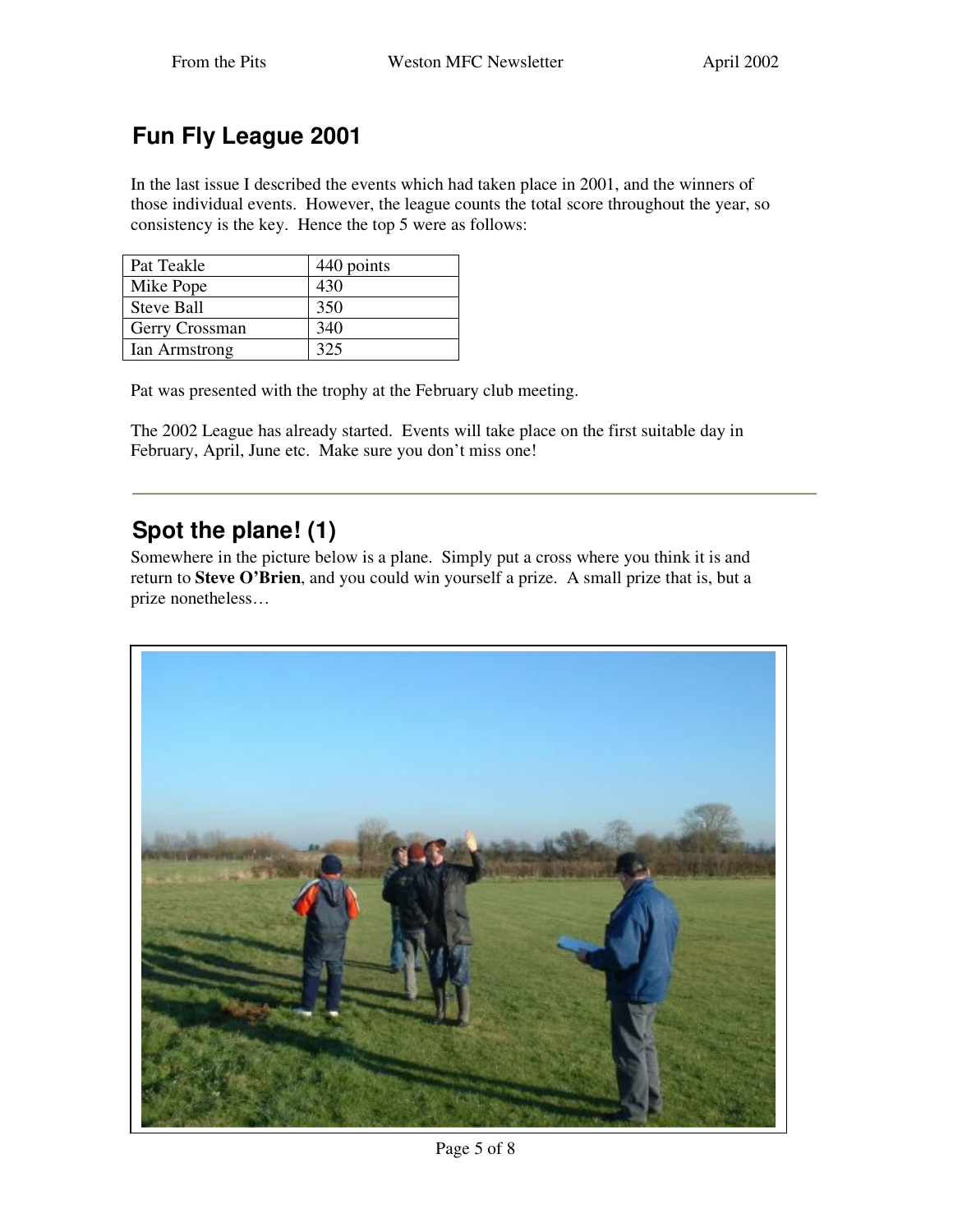## Fun Fly League 2001

In the last issue I described the events which had taken place in 2001, and the winners of those individual events. However, the league counts the total score throughout the year, so consistency is the key. Hence the top 5 were as follows:

| | |
|---|---|
| Pat Teakle | 440 points |
| Mike Pope | 430 |
| Steve Ball | 350 |
| Gerry Crossman | 340 |
| Ian Armstrong | 325 |

Pat was presented with the trophy at the February club meeting.

The 2002 League has already started. Events will take place on the first suitable day in February, April, June etc. Make sure you don't miss one!

---

## Spot the plane! (1)

Somewhere in the picture below is a plane. Simply put a cross where you think it is and return to **Steve O'Brien**, and you could win yourself a prize. A small prize that is, but a prize nonetheless…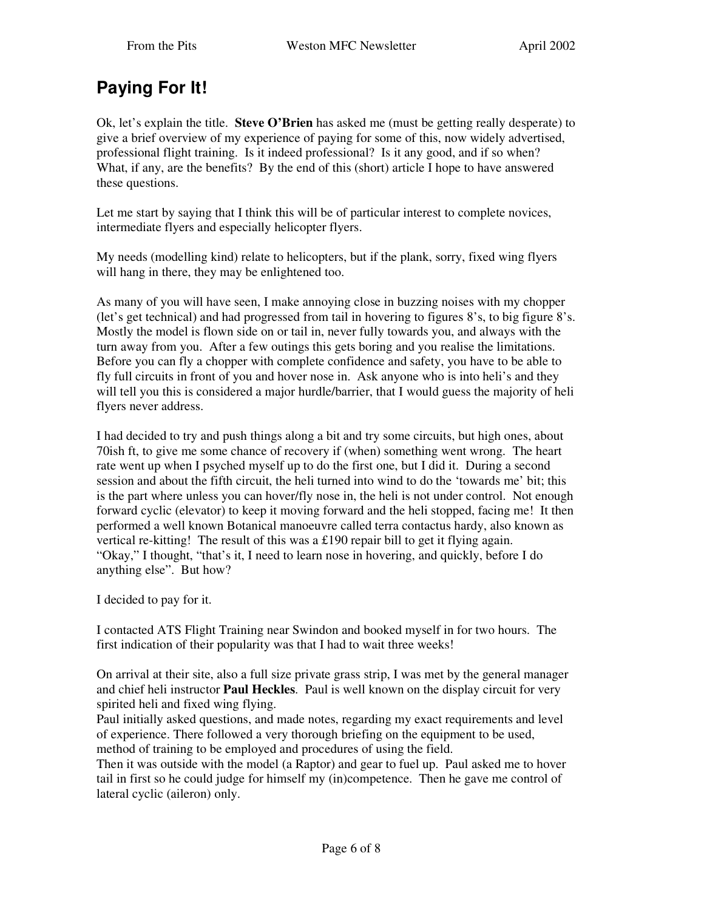## Paying For It!

Ok, let's explain the title. **Steve O'Brien** has asked me (must be getting really desperate) to give a brief overview of my experience of paying for some of this, now widely advertised, professional flight training. Is it indeed professional? Is it any good, and if so when? What, if any, are the benefits? By the end of this (short) article I hope to have answered these questions.

Let me start by saying that I think this will be of particular interest to complete novices, intermediate flyers and especially helicopter flyers.

My needs (modelling kind) relate to helicopters, but if the plank, sorry, fixed wing flyers will hang in there, they may be enlightened too.

As many of you will have seen, I make annoying close in buzzing noises with my chopper (let's get technical) and had progressed from tail in hovering to figures 8's, to big figure 8's. Mostly the model is flown side on or tail in, never fully towards you, and always with the turn away from you. After a few outings this gets boring and you realise the limitations. Before you can fly a chopper with complete confidence and safety, you have to be able to fly full circuits in front of you and hover nose in. Ask anyone who is into heli's and they will tell you this is considered a major hurdle/barrier, that I would guess the majority of heli flyers never address.

I had decided to try and push things along a bit and try some circuits, but high ones, about 70ish ft, to give me some chance of recovery if (when) something went wrong. The heart rate went up when I psyched myself up to do the first one, but I did it. During a second session and about the fifth circuit, the heli turned into wind to do the 'towards me' bit; this is the part where unless you can hover/fly nose in, the heli is not under control. Not enough forward cyclic (elevator) to keep it moving forward and the heli stopped, facing me! It then performed a well known Botanical manoeuvre called terra contactus hardy, also known as vertical re-kitting! The result of this was a £190 repair bill to get it flying again. "Okay," I thought, "that's it, I need to learn nose in hovering, and quickly, before I do anything else". But how?

I decided to pay for it.

I contacted ATS Flight Training near Swindon and booked myself in for two hours. The first indication of their popularity was that I had to wait three weeks!

On arrival at their site, also a full size private grass strip, I was met by the general manager and chief heli instructor **Paul Heckles**. Paul is well known on the display circuit for very spirited heli and fixed wing flying.
Paul initially asked questions, and made notes, regarding my exact requirements and level of experience. There followed a very thorough briefing on the equipment to be used, method of training to be employed and procedures of using the field.
Then it was outside with the model (a Raptor) and gear to fuel up. Paul asked me to hover tail in first so he could judge for himself my (in)competence. Then he gave me control of lateral cyclic (aileron) only.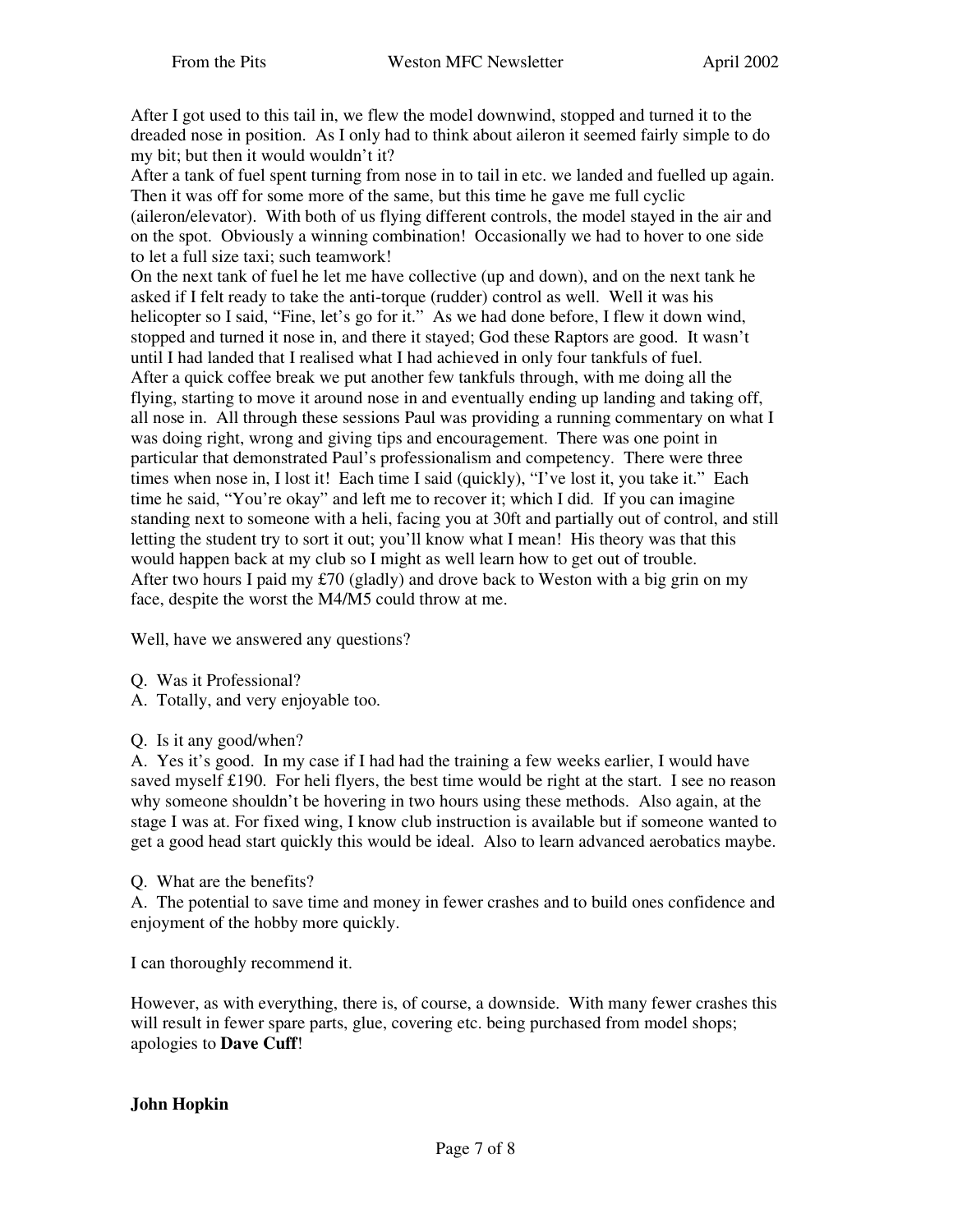After I got used to this tail in, we flew the model downwind, stopped and turned it to the dreaded nose in position. As I only had to think about aileron it seemed fairly simple to do my bit; but then it would wouldn't it?

After a tank of fuel spent turning from nose in to tail in etc. we landed and fuelled up again. Then it was off for some more of the same, but this time he gave me full cyclic (aileron/elevator). With both of us flying different controls, the model stayed in the air and on the spot. Obviously a winning combination! Occasionally we had to hover to one side to let a full size taxi; such teamwork!

On the next tank of fuel he let me have collective (up and down), and on the next tank he asked if I felt ready to take the anti-torque (rudder) control as well. Well it was his helicopter so I said, "Fine, let's go for it." As we had done before, I flew it down wind, stopped and turned it nose in, and there it stayed; God these Raptors are good. It wasn't until I had landed that I realised what I had achieved in only four tankfuls of fuel.

After a quick coffee break we put another few tankfuls through, with me doing all the flying, starting to move it around nose in and eventually ending up landing and taking off, all nose in. All through these sessions Paul was providing a running commentary on what I was doing right, wrong and giving tips and encouragement. There was one point in particular that demonstrated Paul's professionalism and competency. There were three times when nose in, I lost it! Each time I said (quickly), "I've lost it, you take it." Each time he said, "You're okay" and left me to recover it; which I did. If you can imagine standing next to someone with a heli, facing you at 30ft and partially out of control, and still letting the student try to sort it out; you'll know what I mean! His theory was that this would happen back at my club so I might as well learn how to get out of trouble.

After two hours I paid my £70 (gladly) and drove back to Weston with a big grin on my face, despite the worst the M4/M5 could throw at me.

Well, have we answered any questions?

Q. Was it Professional?
A. Totally, and very enjoyable too.

Q. Is it any good/when?
A. Yes it's good. In my case if I had had the training a few weeks earlier, I would have saved myself £190. For heli flyers, the best time would be right at the start. I see no reason why someone shouldn't be hovering in two hours using these methods. Also again, at the stage I was at. For fixed wing, I know club instruction is available but if someone wanted to get a good head start quickly this would be ideal. Also to learn advanced aerobatics maybe.

Q. What are the benefits?
A. The potential to save time and money in fewer crashes and to build ones confidence and enjoyment of the hobby more quickly.

I can thoroughly recommend it.

However, as with everything, there is, of course, a downside. With many fewer crashes this will result in fewer spare parts, glue, covering etc. being purchased from model shops; apologies to **Dave Cuff**!

**John Hopkin**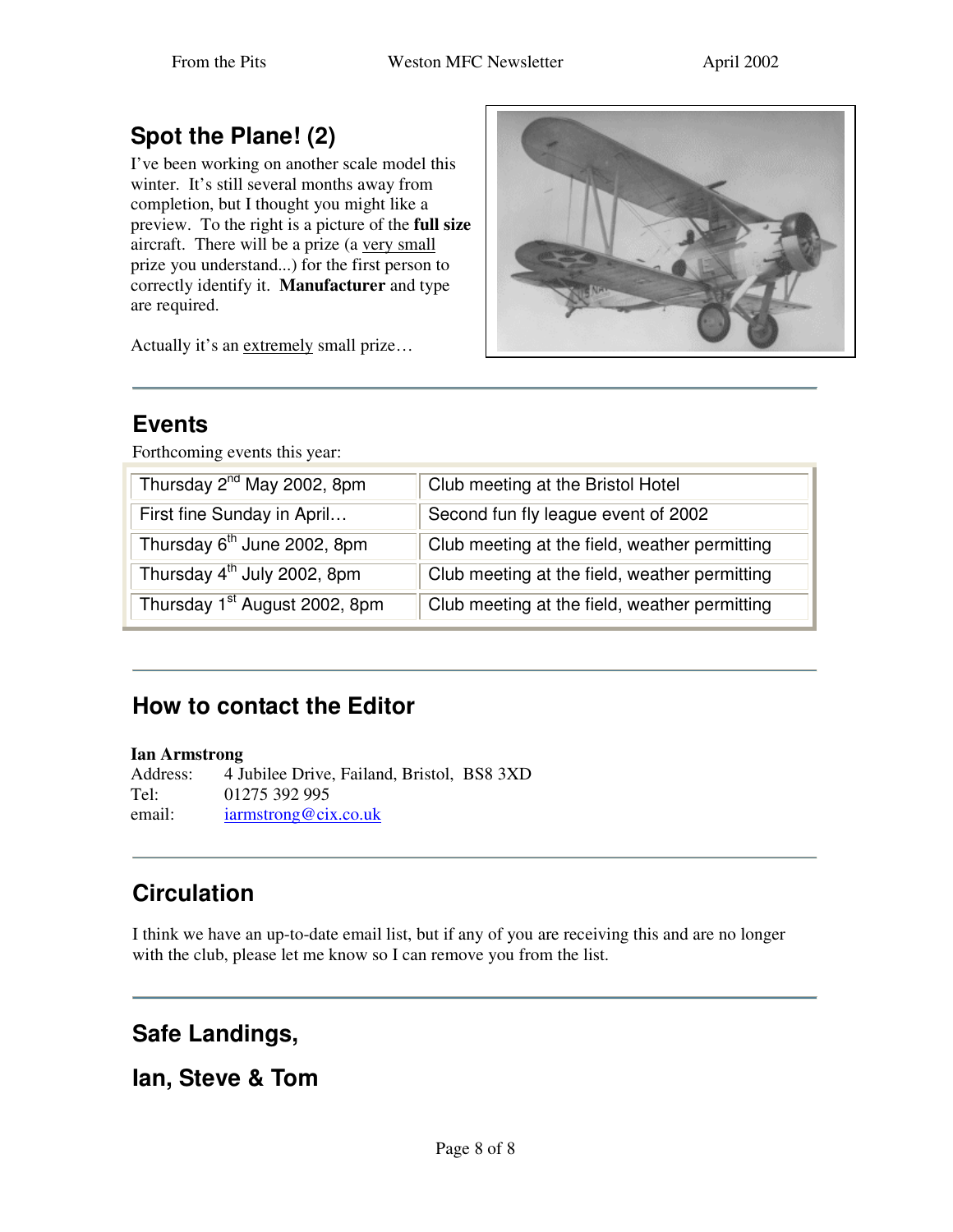## Spot the Plane! (2)

I've been working on another scale model this winter. It's still several months away from completion, but I thought you might like a preview. To the right is a picture of the **full size** aircraft. There will be a prize (a very small prize you understand...) for the first person to correctly identify it. **Manufacturer** and type are required.

Actually it's an extremely small prize…

## Events

Forthcoming events this year:

| | |
|---|---|
| Thursday 2nd May 2002, 8pm | Club meeting at the Bristol Hotel |
| First fine Sunday in April… | Second fun fly league event of 2002 |
| Thursday 6th June 2002, 8pm | Club meeting at the field, weather permitting |
| Thursday 4th July 2002, 8pm | Club meeting at the field, weather permitting |
| Thursday 1st August 2002, 8pm | Club meeting at the field, weather permitting |

## How to contact the Editor

**Ian Armstrong**
Address: 4 Jubilee Drive, Failand, Bristol, BS8 3XD
Tel: 01275 392 995
email: iarmstrong@cix.co.uk

## Circulation

I think we have an up-to-date email list, but if any of you are receiving this and are no longer with the club, please let me know so I can remove you from the list.

## Safe Landings,

## Ian, Steve & Tom